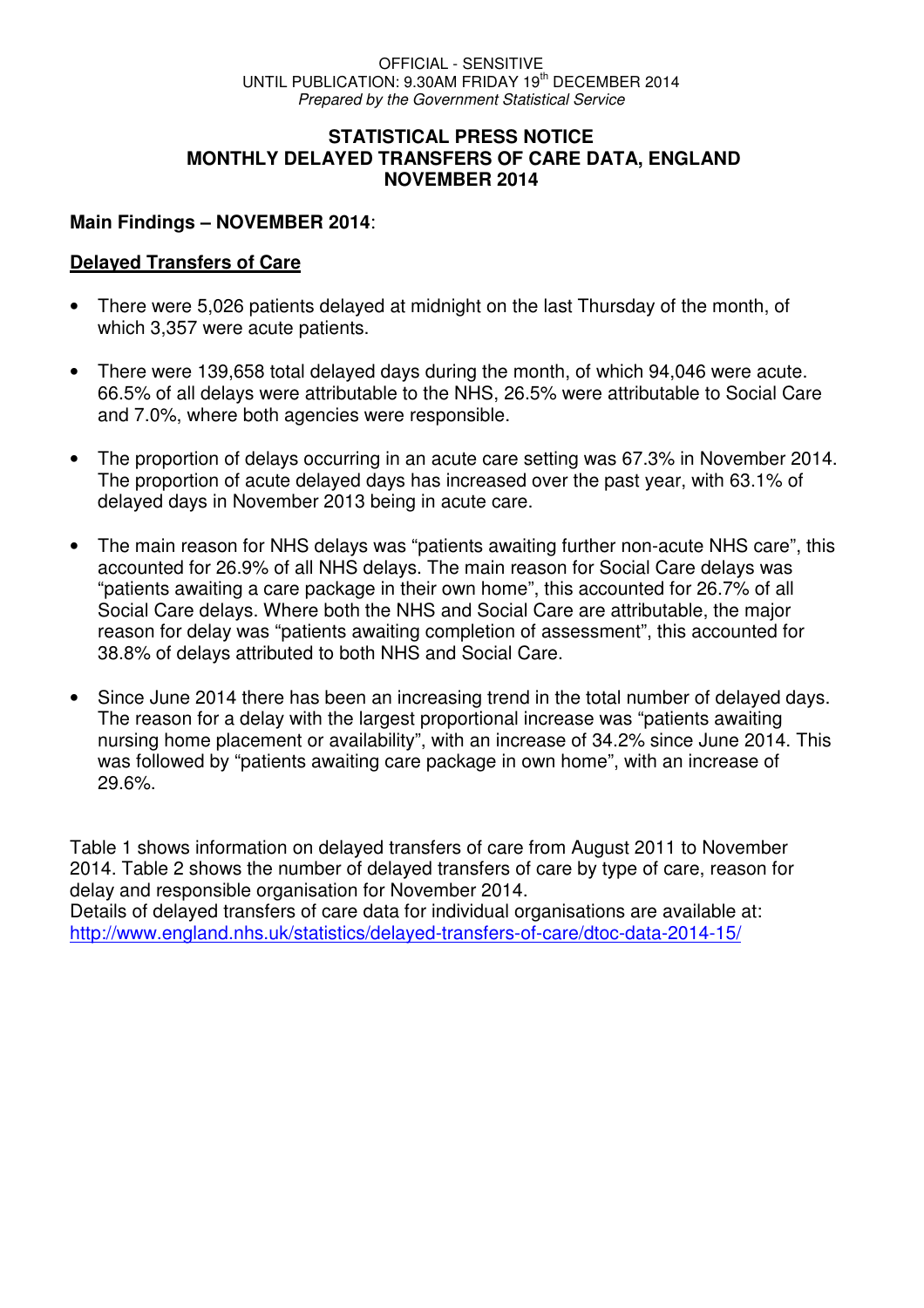OFFICIAL - SENSITIVE
UNTIL PUBLICATION: 9.30AM FRIDAY 19th DECEMBER 2014
*Prepared by the Government Statistical Service*

# STATISTICAL PRESS NOTICE
# MONTHLY DELAYED TRANSFERS OF CARE DATA, ENGLAND
# NOVEMBER 2014

**Main Findings – NOVEMBER 2014**:

## Delayed Transfers of Care

- There were 5,026 patients delayed at midnight on the last Thursday of the month, of which 3,357 were acute patients.
- There were 139,658 total delayed days during the month, of which 94,046 were acute. 66.5% of all delays were attributable to the NHS, 26.5% were attributable to Social Care and 7.0%, where both agencies were responsible.
- The proportion of delays occurring in an acute care setting was 67.3% in November 2014. The proportion of acute delayed days has increased over the past year, with 63.1% of delayed days in November 2013 being in acute care.
- The main reason for NHS delays was "patients awaiting further non-acute NHS care", this accounted for 26.9% of all NHS delays. The main reason for Social Care delays was "patients awaiting a care package in their own home", this accounted for 26.7% of all Social Care delays. Where both the NHS and Social Care are attributable, the major reason for delay was "patients awaiting completion of assessment", this accounted for 38.8% of delays attributed to both NHS and Social Care.
- Since June 2014 there has been an increasing trend in the total number of delayed days. The reason for a delay with the largest proportional increase was "patients awaiting nursing home placement or availability", with an increase of 34.2% since June 2014. This was followed by "patients awaiting care package in own home", with an increase of 29.6%.

Table 1 shows information on delayed transfers of care from August 2011 to November 2014. Table 2 shows the number of delayed transfers of care by type of care, reason for delay and responsible organisation for November 2014.
Details of delayed transfers of care data for individual organisations are available at:
http://www.england.nhs.uk/statistics/delayed-transfers-of-care/dtoc-data-2014-15/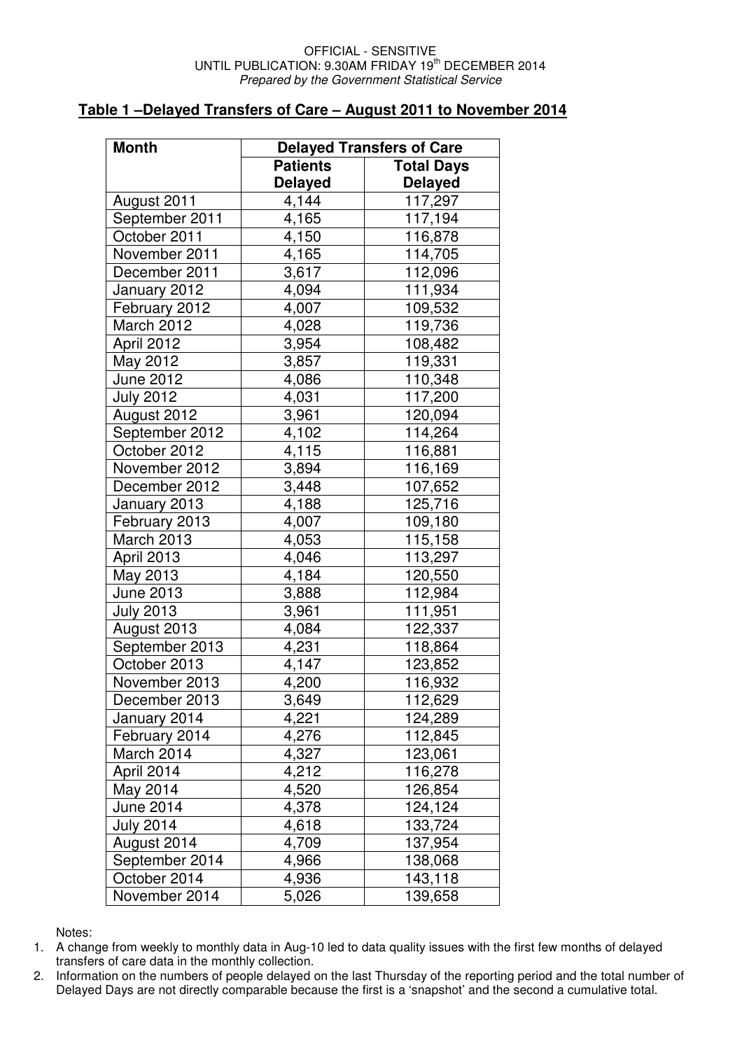OFFICIAL - SENSITIVE
UNTIL PUBLICATION: 9.30AM FRIDAY 19th DECEMBER 2014
*Prepared by the Government Statistical Service*

## Table 1 –Delayed Transfers of Care – August 2011 to November 2014

| Month | Delayed Transfers of Care | |
|---|---|---|
| | Patients Delayed | Total Days Delayed |
| August 2011 | 4,144 | 117,297 |
| September 2011 | 4,165 | 117,194 |
| October 2011 | 4,150 | 116,878 |
| November 2011 | 4,165 | 114,705 |
| December 2011 | 3,617 | 112,096 |
| January 2012 | 4,094 | 111,934 |
| February 2012 | 4,007 | 109,532 |
| March 2012 | 4,028 | 119,736 |
| April 2012 | 3,954 | 108,482 |
| May 2012 | 3,857 | 119,331 |
| June 2012 | 4,086 | 110,348 |
| July 2012 | 4,031 | 117,200 |
| August 2012 | 3,961 | 120,094 |
| September 2012 | 4,102 | 114,264 |
| October 2012 | 4,115 | 116,881 |
| November 2012 | 3,894 | 116,169 |
| December 2012 | 3,448 | 107,652 |
| January 2013 | 4,188 | 125,716 |
| February 2013 | 4,007 | 109,180 |
| March 2013 | 4,053 | 115,158 |
| April 2013 | 4,046 | 113,297 |
| May 2013 | 4,184 | 120,550 |
| June 2013 | 3,888 | 112,984 |
| July 2013 | 3,961 | 111,951 |
| August 2013 | 4,084 | 122,337 |
| September 2013 | 4,231 | 118,864 |
| October 2013 | 4,147 | 123,852 |
| November 2013 | 4,200 | 116,932 |
| December 2013 | 3,649 | 112,629 |
| January 2014 | 4,221 | 124,289 |
| February 2014 | 4,276 | 112,845 |
| March 2014 | 4,327 | 123,061 |
| April 2014 | 4,212 | 116,278 |
| May 2014 | 4,520 | 126,854 |
| June 2014 | 4,378 | 124,124 |
| July 2014 | 4,618 | 133,724 |
| August 2014 | 4,709 | 137,954 |
| September 2014 | 4,966 | 138,068 |
| October 2014 | 4,936 | 143,118 |
| November 2014 | 5,026 | 139,658 |

Notes:

1. A change from weekly to monthly data in Aug-10 led to data quality issues with the first few months of delayed transfers of care data in the monthly collection.
2. Information on the numbers of people delayed on the last Thursday of the reporting period and the total number of Delayed Days are not directly comparable because the first is a 'snapshot' and the second a cumulative total.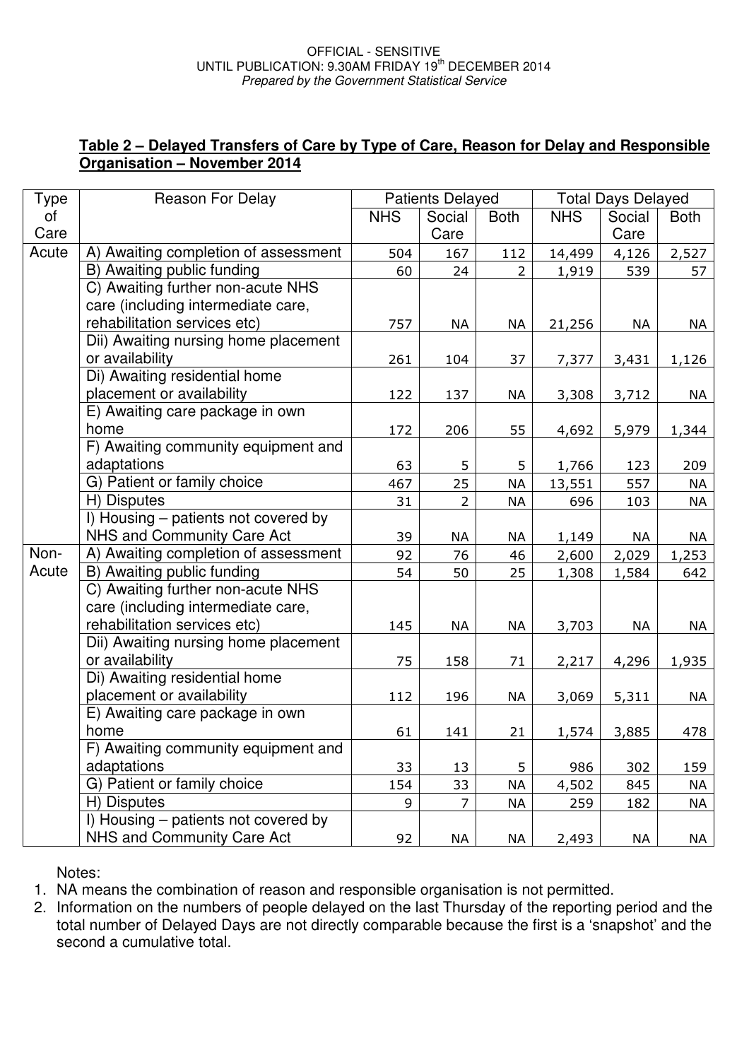OFFICIAL - SENSITIVE
UNTIL PUBLICATION: 9.30AM FRIDAY 19th DECEMBER 2014
*Prepared by the Government Statistical Service*

## Table 2 – Delayed Transfers of Care by Type of Care, Reason for Delay and Responsible Organisation – November 2014

| Type of Care | Reason For Delay | Patients Delayed | | | Total Days Delayed | | |
|---|---|---|---|---|---|---|---|
| | | NHS | Social Care | Both | NHS | Social Care | Both |
| Acute | A) Awaiting completion of assessment | 504 | 167 | 112 | 14,499 | 4,126 | 2,527 |
| | B) Awaiting public funding | 60 | 24 | 2 | 1,919 | 539 | 57 |
| | C) Awaiting further non-acute NHS care (including intermediate care, rehabilitation services etc) | 757 | NA | NA | 21,256 | NA | NA |
| | Dii) Awaiting nursing home placement or availability | 261 | 104 | 37 | 7,377 | 3,431 | 1,126 |
| | Di) Awaiting residential home placement or availability | 122 | 137 | NA | 3,308 | 3,712 | NA |
| | E) Awaiting care package in own home | 172 | 206 | 55 | 4,692 | 5,979 | 1,344 |
| | F) Awaiting community equipment and adaptations | 63 | 5 | 5 | 1,766 | 123 | 209 |
| | G) Patient or family choice | 467 | 25 | NA | 13,551 | 557 | NA |
| | H) Disputes | 31 | 2 | NA | 696 | 103 | NA |
| | I) Housing – patients not covered by NHS and Community Care Act | 39 | NA | NA | 1,149 | NA | NA |
| Non-Acute | A) Awaiting completion of assessment | 92 | 76 | 46 | 2,600 | 2,029 | 1,253 |
| | B) Awaiting public funding | 54 | 50 | 25 | 1,308 | 1,584 | 642 |
| | C) Awaiting further non-acute NHS care (including intermediate care, rehabilitation services etc) | 145 | NA | NA | 3,703 | NA | NA |
| | Dii) Awaiting nursing home placement or availability | 75 | 158 | 71 | 2,217 | 4,296 | 1,935 |
| | Di) Awaiting residential home placement or availability | 112 | 196 | NA | 3,069 | 5,311 | NA |
| | E) Awaiting care package in own home | 61 | 141 | 21 | 1,574 | 3,885 | 478 |
| | F) Awaiting community equipment and adaptations | 33 | 13 | 5 | 986 | 302 | 159 |
| | G) Patient or family choice | 154 | 33 | NA | 4,502 | 845 | NA |
| | H) Disputes | 9 | 7 | NA | 259 | 182 | NA |
| | I) Housing – patients not covered by NHS and Community Care Act | 92 | NA | NA | 2,493 | NA | NA |

Notes:

1. NA means the combination of reason and responsible organisation is not permitted.
2. Information on the numbers of people delayed on the last Thursday of the reporting period and the total number of Delayed Days are not directly comparable because the first is a 'snapshot' and the second a cumulative total.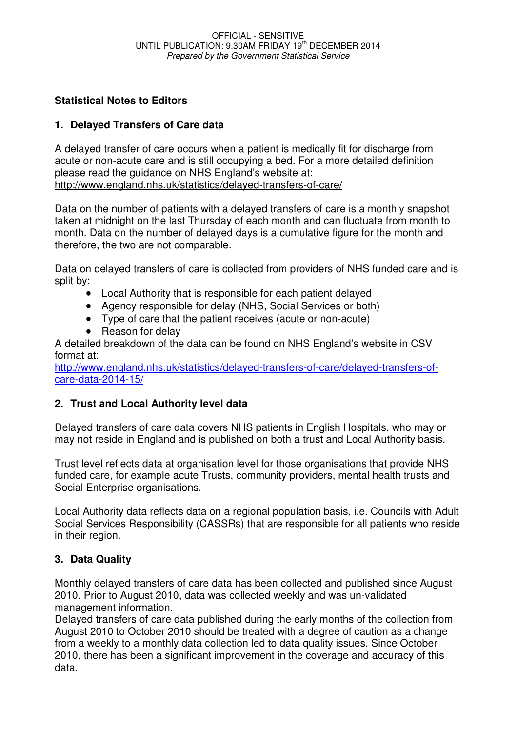OFFICIAL - SENSITIVE
UNTIL PUBLICATION: 9.30AM FRIDAY 19th DECEMBER 2014
*Prepared by the Government Statistical Service*

## Statistical Notes to Editors

### 1. Delayed Transfers of Care data

A delayed transfer of care occurs when a patient is medically fit for discharge from acute or non-acute care and is still occupying a bed. For a more detailed definition please read the guidance on NHS England's website at:
http://www.england.nhs.uk/statistics/delayed-transfers-of-care/

Data on the number of patients with a delayed transfers of care is a monthly snapshot taken at midnight on the last Thursday of each month and can fluctuate from month to month. Data on the number of delayed days is a cumulative figure for the month and therefore, the two are not comparable.

Data on delayed transfers of care is collected from providers of NHS funded care and is split by:

- Local Authority that is responsible for each patient delayed
- Agency responsible for delay (NHS, Social Services or both)
- Type of care that the patient receives (acute or non-acute)
- Reason for delay

A detailed breakdown of the data can be found on NHS England's website in CSV format at:
http://www.england.nhs.uk/statistics/delayed-transfers-of-care/delayed-transfers-of-care-data-2014-15/

### 2. Trust and Local Authority level data

Delayed transfers of care data covers NHS patients in English Hospitals, who may or may not reside in England and is published on both a trust and Local Authority basis.

Trust level reflects data at organisation level for those organisations that provide NHS funded care, for example acute Trusts, community providers, mental health trusts and Social Enterprise organisations.

Local Authority data reflects data on a regional population basis, i.e. Councils with Adult Social Services Responsibility (CASSRs) that are responsible for all patients who reside in their region.

### 3. Data Quality

Monthly delayed transfers of care data has been collected and published since August 2010. Prior to August 2010, data was collected weekly and was un-validated management information.
Delayed transfers of care data published during the early months of the collection from August 2010 to October 2010 should be treated with a degree of caution as a change from a weekly to a monthly data collection led to data quality issues. Since October 2010, there has been a significant improvement in the coverage and accuracy of this data.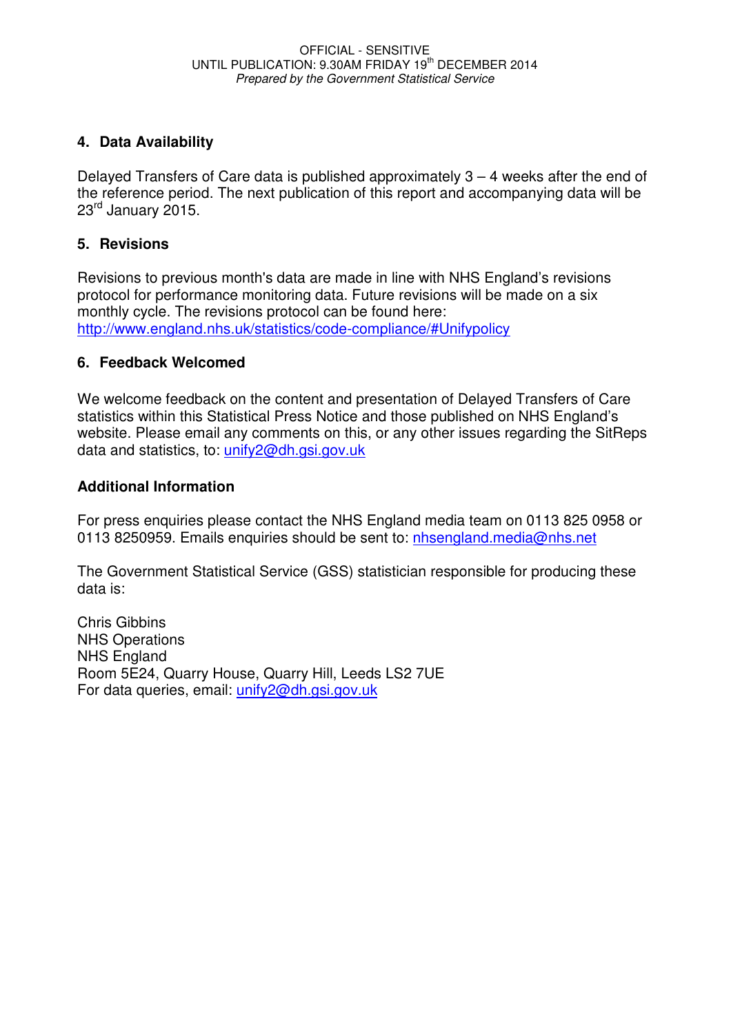## 4. Data Availability

Delayed Transfers of Care data is published approximately 3 – 4 weeks after the end of the reference period. The next publication of this report and accompanying data will be 23rd January 2015.

## 5. Revisions

Revisions to previous month's data are made in line with NHS England's revisions protocol for performance monitoring data. Future revisions will be made on a six monthly cycle. The revisions protocol can be found here: http://www.england.nhs.uk/statistics/code-compliance/#Unifypolicy

## 6. Feedback Welcomed

We welcome feedback on the content and presentation of Delayed Transfers of Care statistics within this Statistical Press Notice and those published on NHS England's website. Please email any comments on this, or any other issues regarding the SitReps data and statistics, to: unify2@dh.gsi.gov.uk

## Additional Information

For press enquiries please contact the NHS England media team on 0113 825 0958 or 0113 8250959. Emails enquiries should be sent to: nhsengland.media@nhs.net

The Government Statistical Service (GSS) statistician responsible for producing these data is:

Chris Gibbins
NHS Operations
NHS England
Room 5E24, Quarry House, Quarry Hill, Leeds LS2 7UE
For data queries, email: unify2@dh.gsi.gov.uk